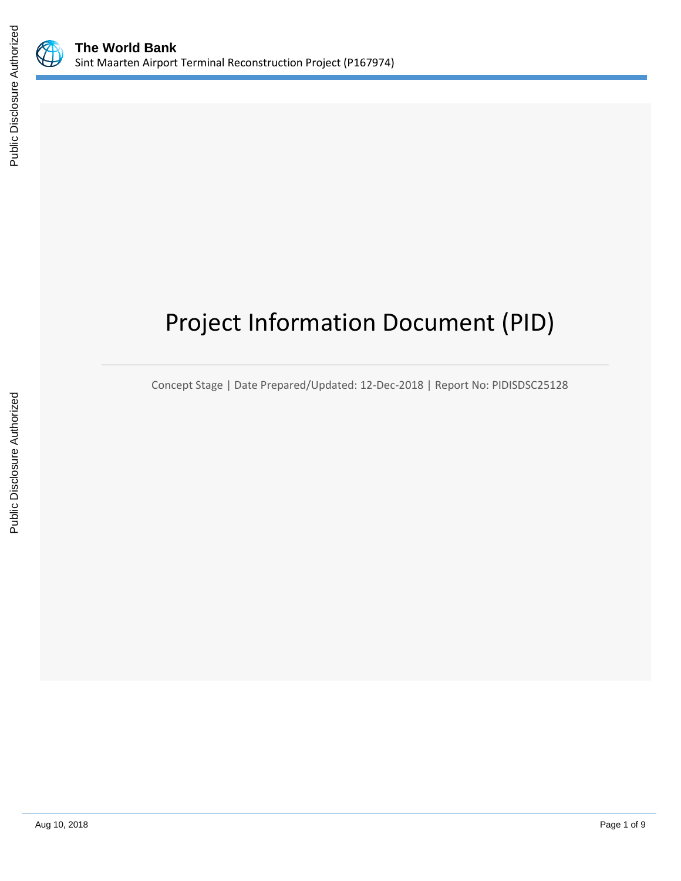# Project Information Document (PID)

Concept Stage | Date Prepared/Updated: 12-Dec-2018 | Report No: PIDISDSC25128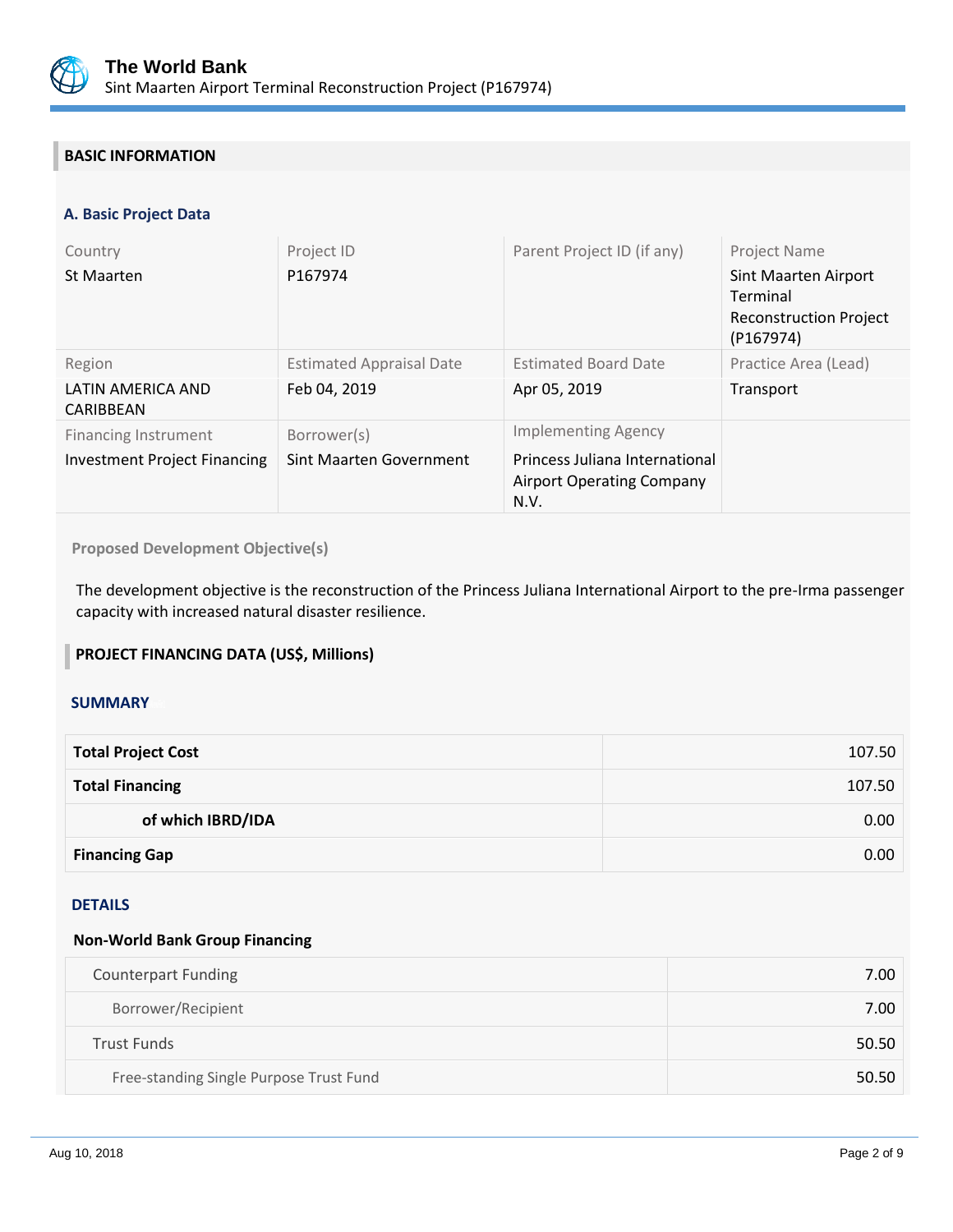## BASIC INFORMATION

### A. Basic Project Data

| Country | Project ID | Parent Project ID (if any) | Project Name |
|---|---|---|---|
| St Maarten | P167974 | | Sint Maarten Airport Terminal Reconstruction Project (P167974) |
| **Region** | **Estimated Appraisal Date** | **Estimated Board Date** | **Practice Area (Lead)** |
| LATIN AMERICA AND CARIBBEAN | Feb 04, 2019 | Apr 05, 2019 | Transport |
| **Financing Instrument** | **Borrower(s)** | **Implementing Agency** | |
| Investment Project Financing | Sint Maarten Government | Princess Juliana International Airport Operating Company N.V. | |

**Proposed Development Objective(s)**

The development objective is the reconstruction of the Princess Juliana International Airport to the pre-Irma passenger capacity with increased natural disaster resilience.

## PROJECT FINANCING DATA (US$, Millions)

### SUMMARY

| | |
|---|---:|
| **Total Project Cost** | 107.50 |
| **Total Financing** | 107.50 |
| **of which IBRD/IDA** | 0.00 |
| **Financing Gap** | 0.00 |

### DETAILS

**Non-World Bank Group Financing**

| | |
|---|---:|
| Counterpart Funding | 7.00 |
| Borrower/Recipient | 7.00 |
| Trust Funds | 50.50 |
| Free-standing Single Purpose Trust Fund | 50.50 |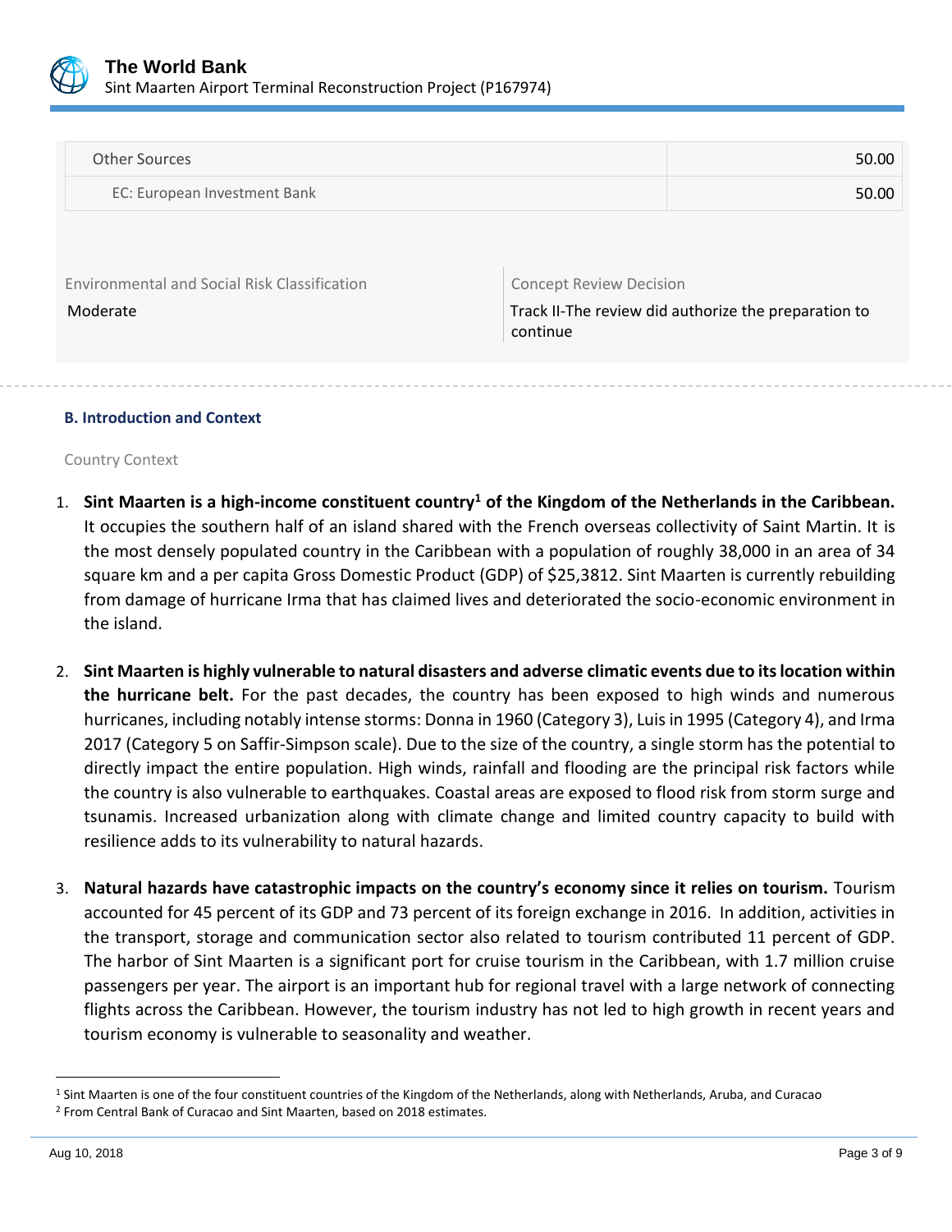| Other Sources | 50.00 |
|---|---|
| EC: European Investment Bank | 50.00 |

| Environmental and Social Risk Classification | Concept Review Decision |
|---|---|
| Moderate | Track II-The review did authorize the preparation to continue |

### B. Introduction and Context

Country Context

1. **Sint Maarten is a high-income constituent country[1] of the Kingdom of the Netherlands in the Caribbean.** It occupies the southern half of an island shared with the French overseas collectivity of Saint Martin. It is the most densely populated country in the Caribbean with a population of roughly 38,000 in an area of 34 square km and a per capita Gross Domestic Product (GDP) of $25,3812. Sint Maarten is currently rebuilding from damage of hurricane Irma that has claimed lives and deteriorated the socio-economic environment in the island.

2. **Sint Maarten is highly vulnerable to natural disasters and adverse climatic events due to its location within the hurricane belt.** For the past decades, the country has been exposed to high winds and numerous hurricanes, including notably intense storms: Donna in 1960 (Category 3), Luis in 1995 (Category 4), and Irma 2017 (Category 5 on Saffir-Simpson scale). Due to the size of the country, a single storm has the potential to directly impact the entire population. High winds, rainfall and flooding are the principal risk factors while the country is also vulnerable to earthquakes. Coastal areas are exposed to flood risk from storm surge and tsunamis. Increased urbanization along with climate change and limited country capacity to build with resilience adds to its vulnerability to natural hazards.

3. **Natural hazards have catastrophic impacts on the country's economy since it relies on tourism.** Tourism accounted for 45 percent of its GDP and 73 percent of its foreign exchange in 2016. In addition, activities in the transport, storage and communication sector also related to tourism contributed 11 percent of GDP. The harbor of Sint Maarten is a significant port for cruise tourism in the Caribbean, with 1.7 million cruise passengers per year. The airport is an important hub for regional travel with a large network of connecting flights across the Caribbean. However, the tourism industry has not led to high growth in recent years and tourism economy is vulnerable to seasonality and weather.

---

[1] Sint Maarten is one of the four constituent countries of the Kingdom of the Netherlands, along with Netherlands, Aruba, and Curacao

[2] From Central Bank of Curacao and Sint Maarten, based on 2018 estimates.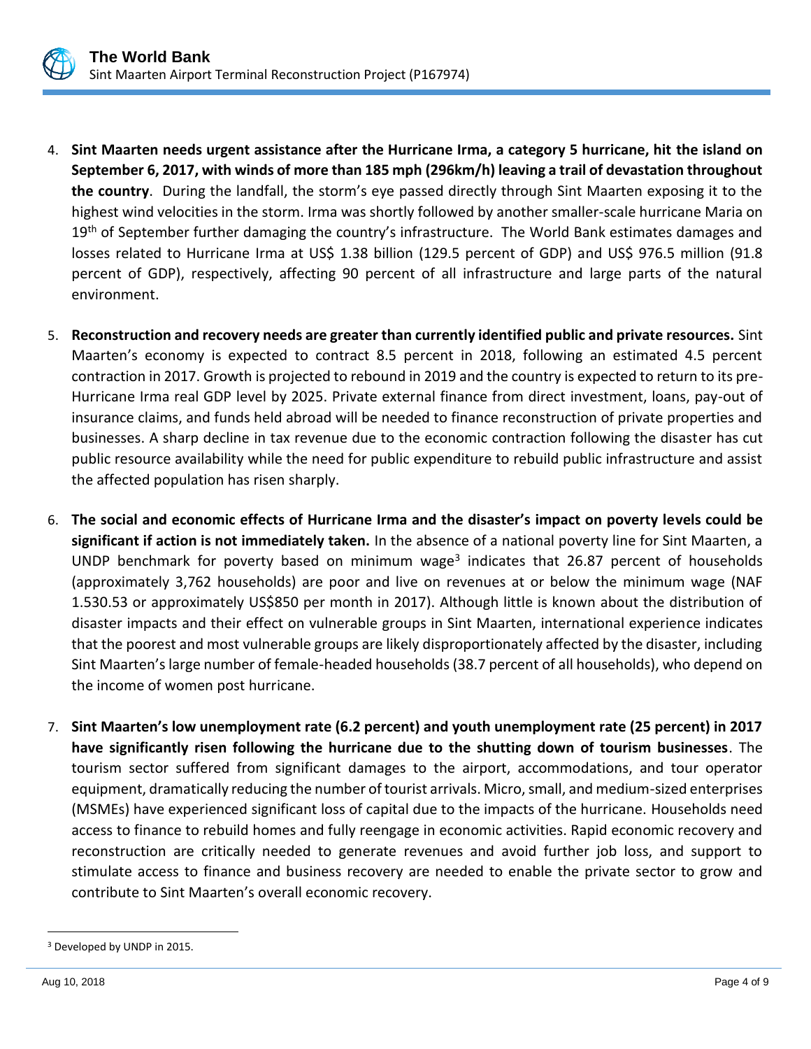4. **Sint Maarten needs urgent assistance after the Hurricane Irma, a category 5 hurricane, hit the island on September 6, 2017, with winds of more than 185 mph (296km/h) leaving a trail of devastation throughout the country**. During the landfall, the storm's eye passed directly through Sint Maarten exposing it to the highest wind velocities in the storm. Irma was shortly followed by another smaller-scale hurricane Maria on 19th of September further damaging the country's infrastructure. The World Bank estimates damages and losses related to Hurricane Irma at US$ 1.38 billion (129.5 percent of GDP) and US$ 976.5 million (91.8 percent of GDP), respectively, affecting 90 percent of all infrastructure and large parts of the natural environment.

5. **Reconstruction and recovery needs are greater than currently identified public and private resources.** Sint Maarten's economy is expected to contract 8.5 percent in 2018, following an estimated 4.5 percent contraction in 2017. Growth is projected to rebound in 2019 and the country is expected to return to its pre-Hurricane Irma real GDP level by 2025. Private external finance from direct investment, loans, pay-out of insurance claims, and funds held abroad will be needed to finance reconstruction of private properties and businesses. A sharp decline in tax revenue due to the economic contraction following the disaster has cut public resource availability while the need for public expenditure to rebuild public infrastructure and assist the affected population has risen sharply.

6. **The social and economic effects of Hurricane Irma and the disaster's impact on poverty levels could be significant if action is not immediately taken.** In the absence of a national poverty line for Sint Maarten, a UNDP benchmark for poverty based on minimum wage[3] indicates that 26.87 percent of households (approximately 3,762 households) are poor and live on revenues at or below the minimum wage (NAF 1.530.53 or approximately US$850 per month in 2017). Although little is known about the distribution of disaster impacts and their effect on vulnerable groups in Sint Maarten, international experience indicates that the poorest and most vulnerable groups are likely disproportionately affected by the disaster, including Sint Maarten's large number of female-headed households (38.7 percent of all households), who depend on the income of women post hurricane.

7. **Sint Maarten's low unemployment rate (6.2 percent) and youth unemployment rate (25 percent) in 2017 have significantly risen following the hurricane due to the shutting down of tourism businesses**. The tourism sector suffered from significant damages to the airport, accommodations, and tour operator equipment, dramatically reducing the number of tourist arrivals. Micro, small, and medium-sized enterprises (MSMEs) have experienced significant loss of capital due to the impacts of the hurricane. Households need access to finance to rebuild homes and fully reengage in economic activities. Rapid economic recovery and reconstruction are critically needed to generate revenues and avoid further job loss, and support to stimulate access to finance and business recovery are needed to enable the private sector to grow and contribute to Sint Maarten's overall economic recovery.

[3] Developed by UNDP in 2015.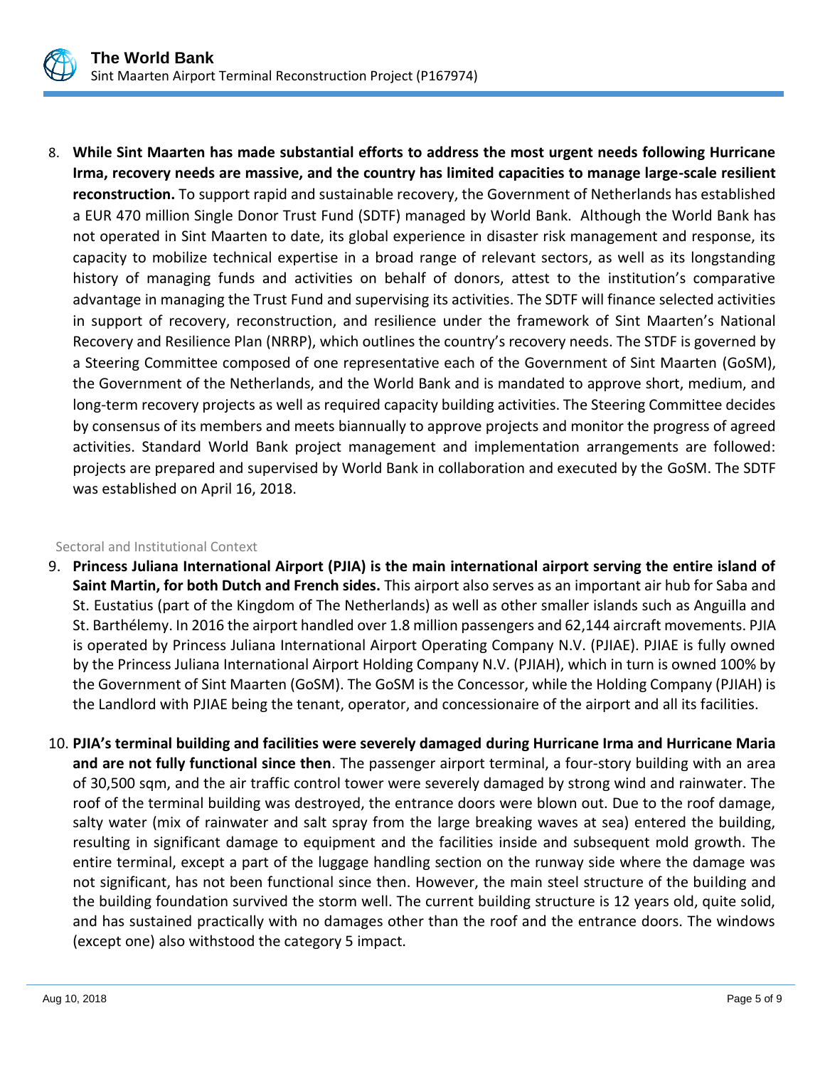8. **While Sint Maarten has made substantial efforts to address the most urgent needs following Hurricane Irma, recovery needs are massive, and the country has limited capacities to manage large-scale resilient reconstruction.** To support rapid and sustainable recovery, the Government of Netherlands has established a EUR 470 million Single Donor Trust Fund (SDTF) managed by World Bank. Although the World Bank has not operated in Sint Maarten to date, its global experience in disaster risk management and response, its capacity to mobilize technical expertise in a broad range of relevant sectors, as well as its longstanding history of managing funds and activities on behalf of donors, attest to the institution's comparative advantage in managing the Trust Fund and supervising its activities. The SDTF will finance selected activities in support of recovery, reconstruction, and resilience under the framework of Sint Maarten's National Recovery and Resilience Plan (NRRP), which outlines the country's recovery needs. The STDF is governed by a Steering Committee composed of one representative each of the Government of Sint Maarten (GoSM), the Government of the Netherlands, and the World Bank and is mandated to approve short, medium, and long-term recovery projects as well as required capacity building activities. The Steering Committee decides by consensus of its members and meets biannually to approve projects and monitor the progress of agreed activities. Standard World Bank project management and implementation arrangements are followed: projects are prepared and supervised by World Bank in collaboration and executed by the GoSM. The SDTF was established on April 16, 2018.

Sectoral and Institutional Context

9. **Princess Juliana International Airport (PJIA) is the main international airport serving the entire island of Saint Martin, for both Dutch and French sides.** This airport also serves as an important air hub for Saba and St. Eustatius (part of the Kingdom of The Netherlands) as well as other smaller islands such as Anguilla and St. Barthélemy. In 2016 the airport handled over 1.8 million passengers and 62,144 aircraft movements. PJIA is operated by Princess Juliana International Airport Operating Company N.V. (PJIAE). PJIAE is fully owned by the Princess Juliana International Airport Holding Company N.V. (PJIAH), which in turn is owned 100% by the Government of Sint Maarten (GoSM). The GoSM is the Concessor, while the Holding Company (PJIAH) is the Landlord with PJIAE being the tenant, operator, and concessionaire of the airport and all its facilities.

10. **PJIA's terminal building and facilities were severely damaged during Hurricane Irma and Hurricane Maria and are not fully functional since then**. The passenger airport terminal, a four-story building with an area of 30,500 sqm, and the air traffic control tower were severely damaged by strong wind and rainwater. The roof of the terminal building was destroyed, the entrance doors were blown out. Due to the roof damage, salty water (mix of rainwater and salt spray from the large breaking waves at sea) entered the building, resulting in significant damage to equipment and the facilities inside and subsequent mold growth. The entire terminal, except a part of the luggage handling section on the runway side where the damage was not significant, has not been functional since then. However, the main steel structure of the building and the building foundation survived the storm well. The current building structure is 12 years old, quite solid, and has sustained practically with no damages other than the roof and the entrance doors. The windows (except one) also withstood the category 5 impact.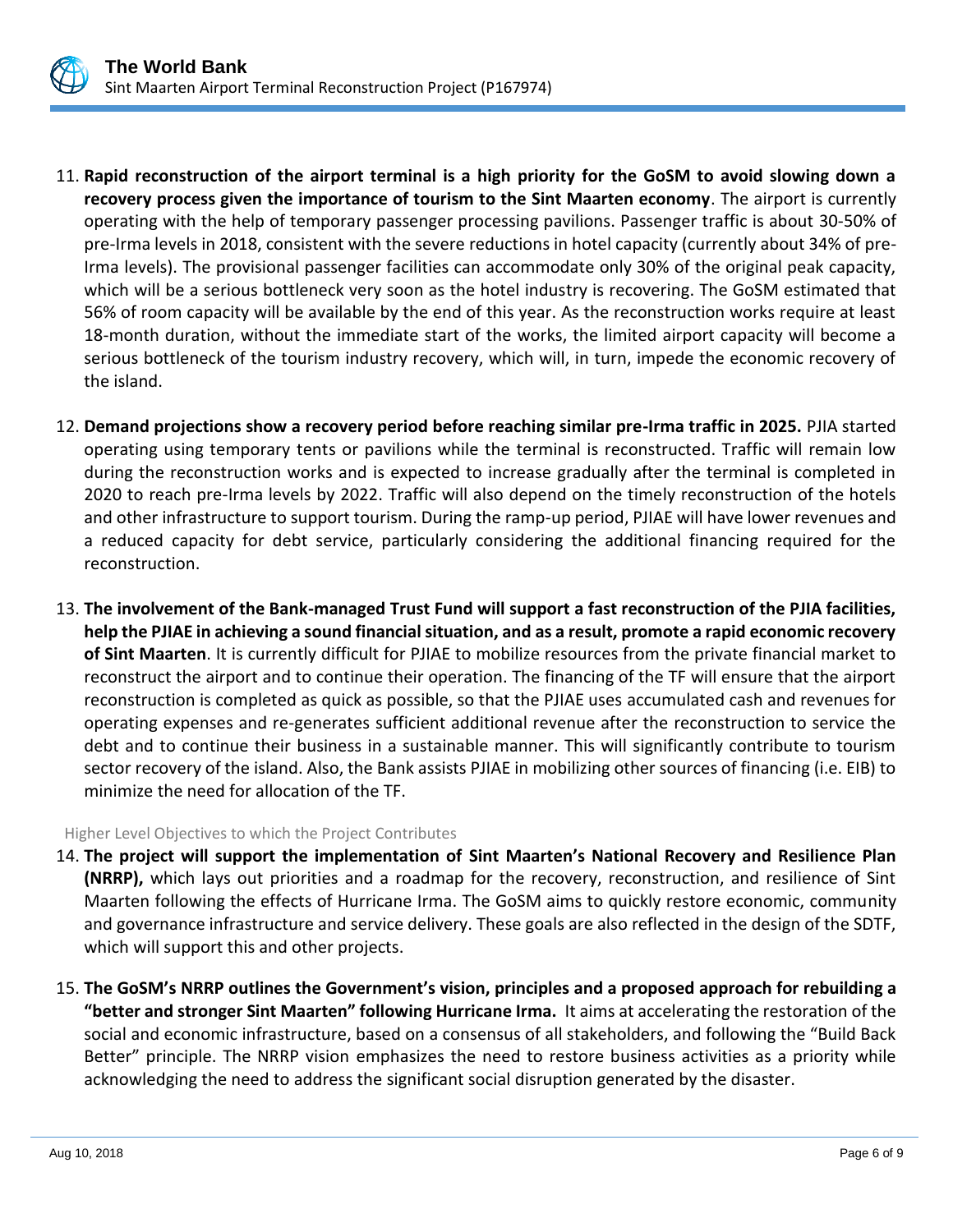11. **Rapid reconstruction of the airport terminal is a high priority for the GoSM to avoid slowing down a recovery process given the importance of tourism to the Sint Maarten economy**. The airport is currently operating with the help of temporary passenger processing pavilions. Passenger traffic is about 30-50% of pre-Irma levels in 2018, consistent with the severe reductions in hotel capacity (currently about 34% of pre-Irma levels). The provisional passenger facilities can accommodate only 30% of the original peak capacity, which will be a serious bottleneck very soon as the hotel industry is recovering. The GoSM estimated that 56% of room capacity will be available by the end of this year. As the reconstruction works require at least 18-month duration, without the immediate start of the works, the limited airport capacity will become a serious bottleneck of the tourism industry recovery, which will, in turn, impede the economic recovery of the island.

12. **Demand projections show a recovery period before reaching similar pre-Irma traffic in 2025.** PJIA started operating using temporary tents or pavilions while the terminal is reconstructed. Traffic will remain low during the reconstruction works and is expected to increase gradually after the terminal is completed in 2020 to reach pre-Irma levels by 2022. Traffic will also depend on the timely reconstruction of the hotels and other infrastructure to support tourism. During the ramp-up period, PJIAE will have lower revenues and a reduced capacity for debt service, particularly considering the additional financing required for the reconstruction.

13. **The involvement of the Bank-managed Trust Fund will support a fast reconstruction of the PJIA facilities, help the PJIAE in achieving a sound financial situation, and as a result, promote a rapid economic recovery of Sint Maarten**. It is currently difficult for PJIAE to mobilize resources from the private financial market to reconstruct the airport and to continue their operation. The financing of the TF will ensure that the airport reconstruction is completed as quick as possible, so that the PJIAE uses accumulated cash and revenues for operating expenses and re-generates sufficient additional revenue after the reconstruction to service the debt and to continue their business in a sustainable manner. This will significantly contribute to tourism sector recovery of the island. Also, the Bank assists PJIAE in mobilizing other sources of financing (i.e. EIB) to minimize the need for allocation of the TF.

Higher Level Objectives to which the Project Contributes

14. **The project will support the implementation of Sint Maarten's National Recovery and Resilience Plan (NRRP),** which lays out priorities and a roadmap for the recovery, reconstruction, and resilience of Sint Maarten following the effects of Hurricane Irma. The GoSM aims to quickly restore economic, community and governance infrastructure and service delivery. These goals are also reflected in the design of the SDTF, which will support this and other projects.

15. **The GoSM's NRRP outlines the Government's vision, principles and a proposed approach for rebuilding a "better and stronger Sint Maarten" following Hurricane Irma.** It aims at accelerating the restoration of the social and economic infrastructure, based on a consensus of all stakeholders, and following the "Build Back Better" principle. The NRRP vision emphasizes the need to restore business activities as a priority while acknowledging the need to address the significant social disruption generated by the disaster.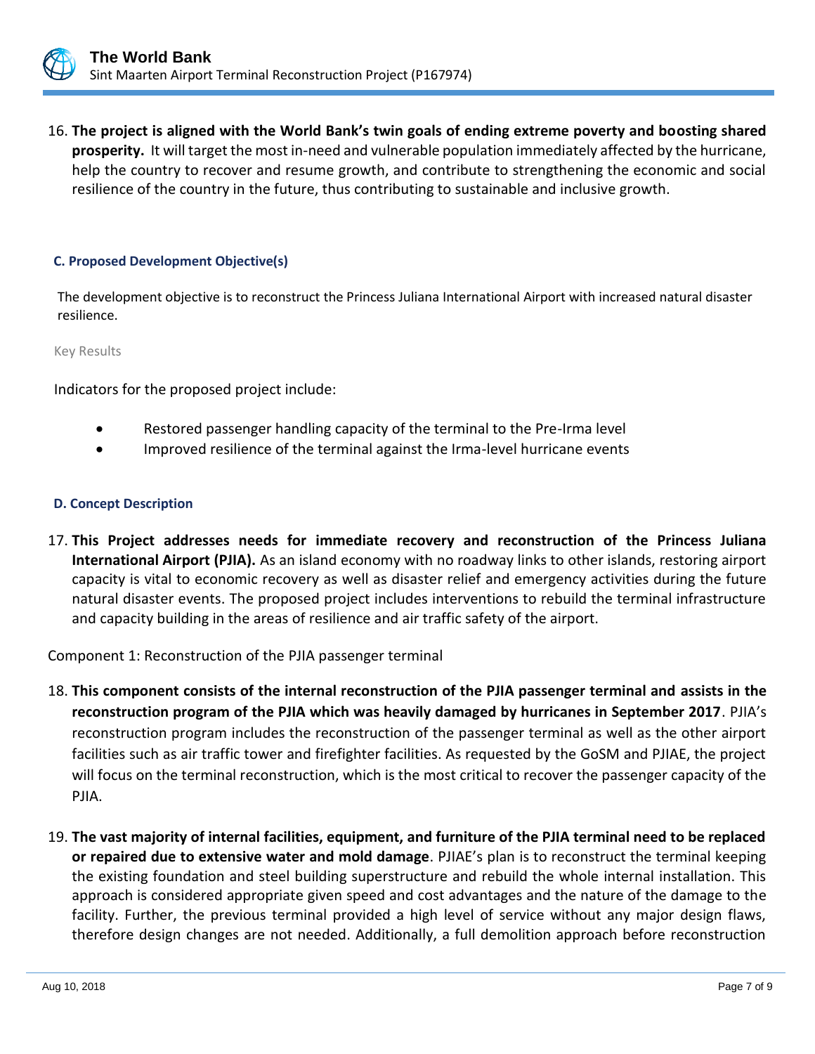16. **The project is aligned with the World Bank's twin goals of ending extreme poverty and boosting shared prosperity.** It will target the most in-need and vulnerable population immediately affected by the hurricane, help the country to recover and resume growth, and contribute to strengthening the economic and social resilience of the country in the future, thus contributing to sustainable and inclusive growth.

### C. Proposed Development Objective(s)

The development objective is to reconstruct the Princess Juliana International Airport with increased natural disaster resilience.

Key Results

Indicators for the proposed project include:

- Restored passenger handling capacity of the terminal to the Pre-Irma level
- Improved resilience of the terminal against the Irma-level hurricane events

### D. Concept Description

17. **This Project addresses needs for immediate recovery and reconstruction of the Princess Juliana International Airport (PJIA).** As an island economy with no roadway links to other islands, restoring airport capacity is vital to economic recovery as well as disaster relief and emergency activities during the future natural disaster events. The proposed project includes interventions to rebuild the terminal infrastructure and capacity building in the areas of resilience and air traffic safety of the airport.

Component 1: Reconstruction of the PJIA passenger terminal

18. **This component consists of the internal reconstruction of the PJIA passenger terminal and assists in the reconstruction program of the PJIA which was heavily damaged by hurricanes in September 2017**. PJIA's reconstruction program includes the reconstruction of the passenger terminal as well as the other airport facilities such as air traffic tower and firefighter facilities. As requested by the GoSM and PJIAE, the project will focus on the terminal reconstruction, which is the most critical to recover the passenger capacity of the PJIA.

19. **The vast majority of internal facilities, equipment, and furniture of the PJIA terminal need to be replaced or repaired due to extensive water and mold damage**. PJIAE's plan is to reconstruct the terminal keeping the existing foundation and steel building superstructure and rebuild the whole internal installation. This approach is considered appropriate given speed and cost advantages and the nature of the damage to the facility. Further, the previous terminal provided a high level of service without any major design flaws, therefore design changes are not needed. Additionally, a full demolition approach before reconstruction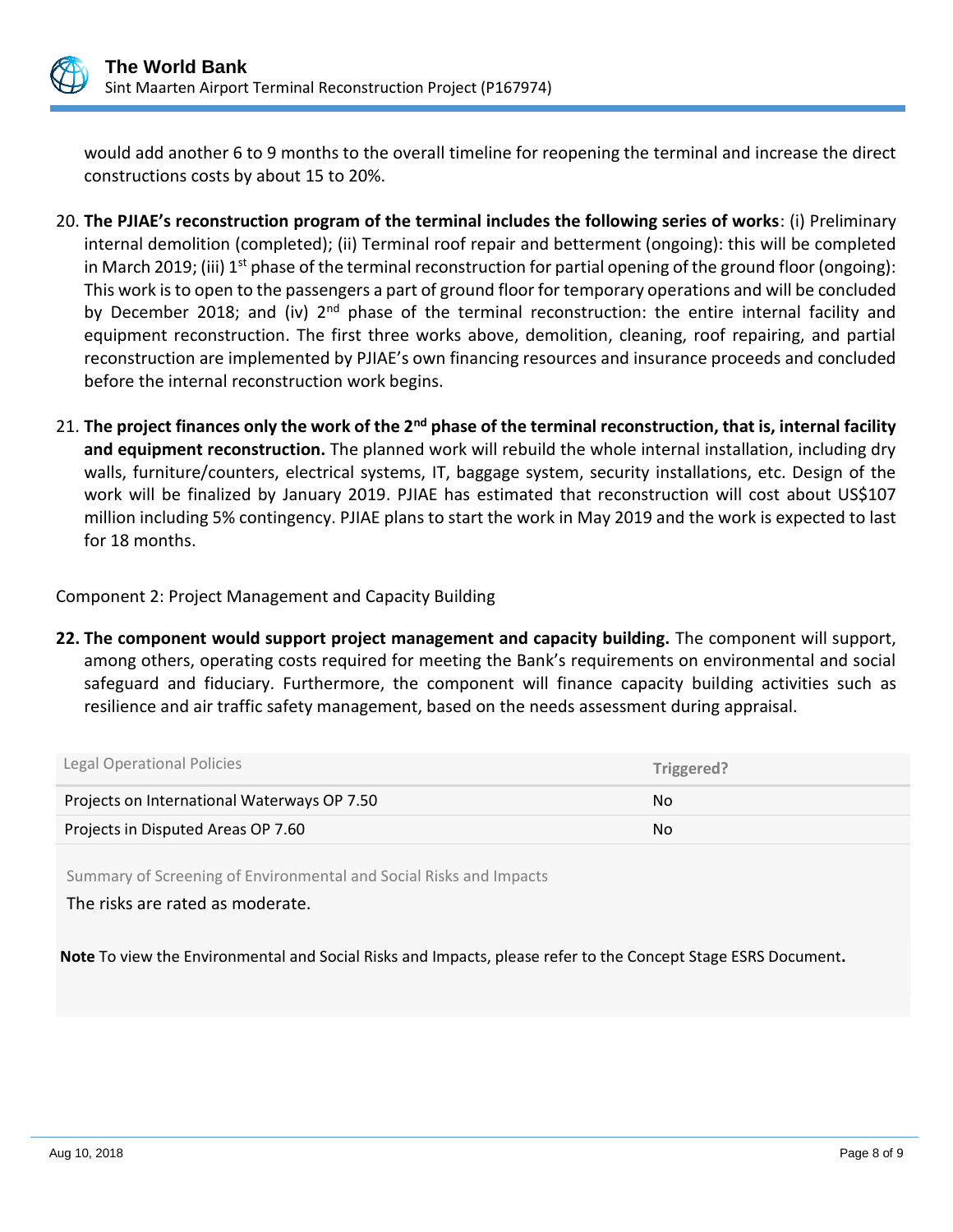would add another 6 to 9 months to the overall timeline for reopening the terminal and increase the direct constructions costs by about 15 to 20%.

20. **The PJIAE's reconstruction program of the terminal includes the following series of works**: (i) Preliminary internal demolition (completed); (ii) Terminal roof repair and betterment (ongoing): this will be completed in March 2019; (iii) 1st phase of the terminal reconstruction for partial opening of the ground floor (ongoing): This work is to open to the passengers a part of ground floor for temporary operations and will be concluded by December 2018; and (iv) 2nd phase of the terminal reconstruction: the entire internal facility and equipment reconstruction. The first three works above, demolition, cleaning, roof repairing, and partial reconstruction are implemented by PJIAE's own financing resources and insurance proceeds and concluded before the internal reconstruction work begins.

21. **The project finances only the work of the 2nd phase of the terminal reconstruction, that is, internal facility and equipment reconstruction.** The planned work will rebuild the whole internal installation, including dry walls, furniture/counters, electrical systems, IT, baggage system, security installations, etc. Design of the work will be finalized by January 2019. PJIAE has estimated that reconstruction will cost about US$107 million including 5% contingency. PJIAE plans to start the work in May 2019 and the work is expected to last for 18 months.

Component 2: Project Management and Capacity Building

22. **The component would support project management and capacity building.** The component will support, among others, operating costs required for meeting the Bank's requirements on environmental and social safeguard and fiduciary. Furthermore, the component will finance capacity building activities such as resilience and air traffic safety management, based on the needs assessment during appraisal.

| Legal Operational Policies | Triggered? |
| --- | --- |
| Projects on International Waterways OP 7.50 | No |
| Projects in Disputed Areas OP 7.60 | No |

Summary of Screening of Environmental and Social Risks and Impacts

The risks are rated as moderate.

**Note** To view the Environmental and Social Risks and Impacts, please refer to the Concept Stage ESRS Document.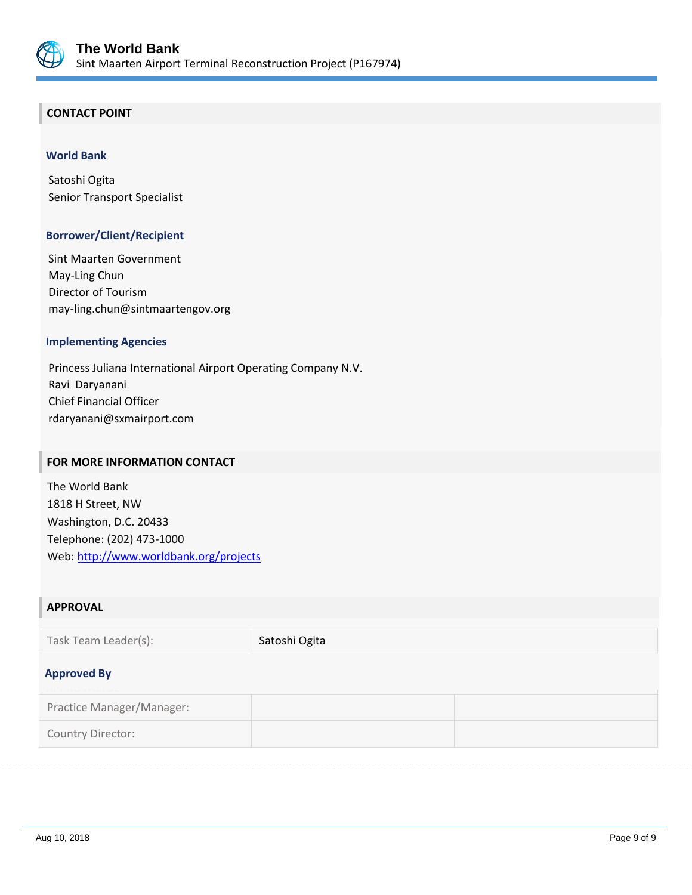## CONTACT POINT

### World Bank

Satoshi Ogita
Senior Transport Specialist

### Borrower/Client/Recipient

Sint Maarten Government
May-Ling Chun
Director of Tourism
may-ling.chun@sintmaartengov.org

### Implementing Agencies

Princess Juliana International Airport Operating Company N.V.
Ravi Daryanani
Chief Financial Officer
rdaryanani@sxmairport.com

## FOR MORE INFORMATION CONTACT

The World Bank
1818 H Street, NW
Washington, D.C. 20433
Telephone: (202) 473-1000
Web: http://www.worldbank.org/projects

## APPROVAL

| | |
|---|---|
| Task Team Leader(s): | Satoshi Ogita |

### Approved By

| | | |
|---|---|---|
| Practice Manager/Manager: | | |
| Country Director: | | |